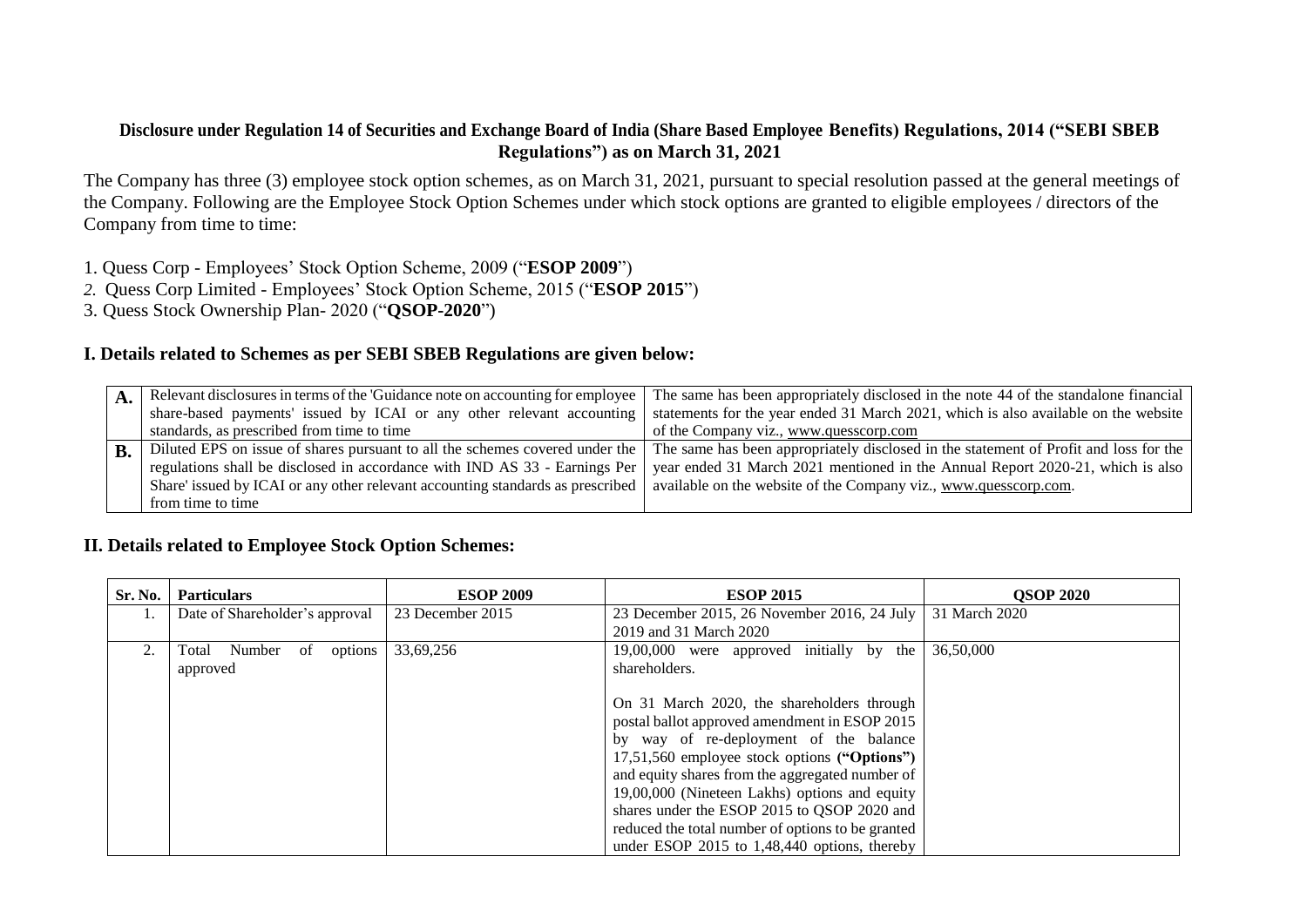# Disclosure under Regulation 14 of Securities and Exchange Board of India (Share Based Employee Benefits) Regulations, 2014 ("SEBI SBEB Regulations") as on March 31, 2021

The Company has three (3) employee stock option schemes, as on March 31, 2021, pursuant to special resolution passed at the general meetings of the Company. Following are the Employee Stock Option Schemes under which stock options are granted to eligible employees / directors of the Company from time to time:

1. Quess Corp - Employees' Stock Option Scheme, 2009 ("**ESOP 2009**")
2. Quess Corp Limited - Employees' Stock Option Scheme, 2015 ("**ESOP 2015**")
3. Quess Stock Ownership Plan- 2020 ("**QSOP-2020**")

## I. Details related to Schemes as per SEBI SBEB Regulations are given below:

| | | |
|---|---|---|
| **A.** | Relevant disclosures in terms of the 'Guidance note on accounting for employee share-based payments' issued by ICAI or any other relevant accounting standards, as prescribed from time to time | The same has been appropriately disclosed in the note 44 of the standalone financial statements for the year ended 31 March 2021, which is also available on the website of the Company viz., www.quesscorp.com |
| **B.** | Diluted EPS on issue of shares pursuant to all the schemes covered under the regulations shall be disclosed in accordance with IND AS 33 - Earnings Per Share' issued by ICAI or any other relevant accounting standards as prescribed from time to time | The same has been appropriately disclosed in the statement of Profit and loss for the year ended 31 March 2021 mentioned in the Annual Report 2020-21, which is also available on the website of the Company viz., www.quesscorp.com. |

## II. Details related to Employee Stock Option Schemes:

| Sr. No. | Particulars | ESOP 2009 | ESOP 2015 | QSOP 2020 |
|---|---|---|---|---|
| 1. | Date of Shareholder's approval | 23 December 2015 | 23 December 2015, 26 November 2016, 24 July 2019 and 31 March 2020 | 31 March 2020 |
| 2. | Total Number of options approved | 33,69,256 | 19,00,000 were approved initially by the shareholders.<br><br>On 31 March 2020, the shareholders through postal ballot approved amendment in ESOP 2015 by way of re-deployment of the balance 17,51,560 employee stock options **("Options")** and equity shares from the aggregated number of 19,00,000 (Nineteen Lakhs) options and equity shares under the ESOP 2015 to QSOP 2020 and reduced the total number of options to be granted under ESOP 2015 to 1,48,440 options, thereby | 36,50,000 |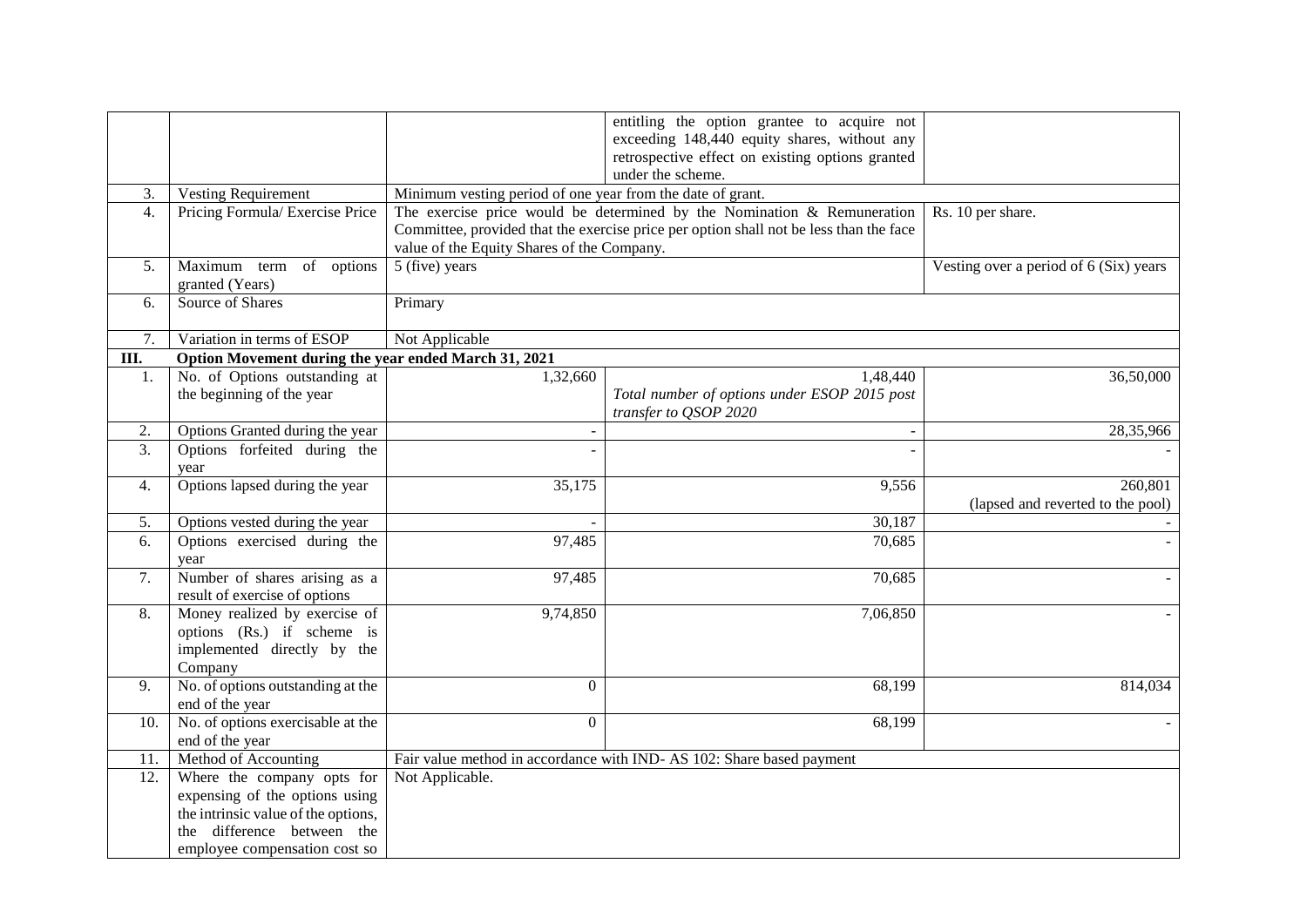|  |  |  |  |  |
|---|---|---|---|---|
|  |  |  | entitling the option grantee to acquire not exceeding 148,440 equity shares, without any retrospective effect on existing options granted under the scheme. |  |
| 3. | Vesting Requirement | Minimum vesting period of one year from the date of grant. |  |  |
| 4. | Pricing Formula/ Exercise Price | The exercise price would be determined by the Nomination & Remuneration Committee, provided that the exercise price per option shall not be less than the face value of the Equity Shares of the Company. |  | Rs. 10 per share. |
| 5. | Maximum term of options granted (Years) | 5 (five) years |  | Vesting over a period of 6 (Six) years |
| 6. | Source of Shares | Primary |  |  |
| 7. | Variation in terms of ESOP | Not Applicable |  |  |
| III. | **Option Movement during the year ended March 31, 2021** |  |  |  |
| 1. | No. of Options outstanding at the beginning of the year | 1,32,660 | 1,48,440 *Total number of options under ESOP 2015 post transfer to QSOP 2020* | 36,50,000 |
| 2. | Options Granted during the year | - | - | 28,35,966 |
| 3. | Options forfeited during the year | - | - | - |
| 4. | Options lapsed during the year | 35,175 | 9,556 | 260,801 (lapsed and reverted to the pool) |
| 5. | Options vested during the year | - | 30,187 | - |
| 6. | Options exercised during the year | 97,485 | 70,685 | - |
| 7. | Number of shares arising as a result of exercise of options | 97,485 | 70,685 | - |
| 8. | Money realized by exercise of options (Rs.) if scheme is implemented directly by the Company | 9,74,850 | 7,06,850 | - |
| 9. | No. of options outstanding at the end of the year | 0 | 68,199 | 814,034 |
| 10. | No. of options exercisable at the end of the year | 0 | 68,199 | - |
| 11. | Method of Accounting | Fair value method in accordance with IND- AS 102: Share based payment |  |  |
| 12. | Where the company opts for expensing of the options using the intrinsic value of the options, the difference between the employee compensation cost so | Not Applicable. |  |  |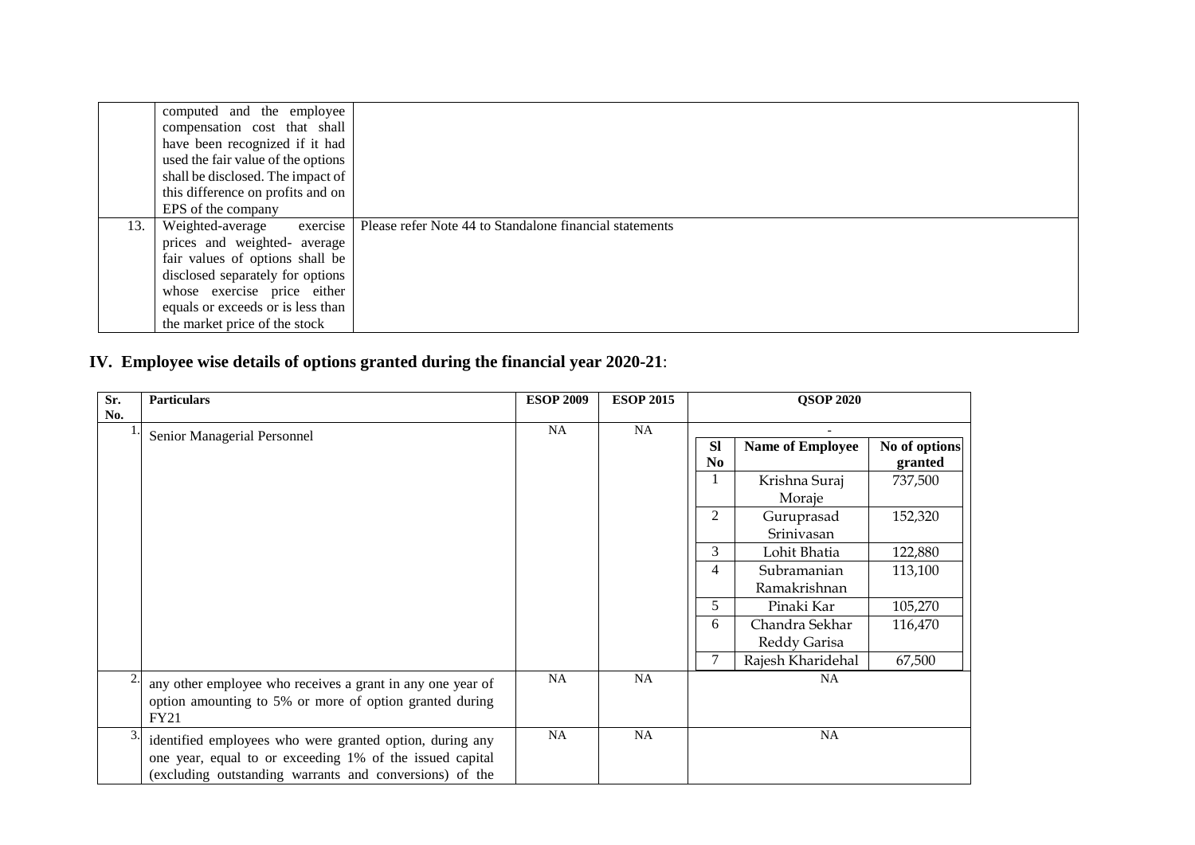|  |  |  |
|---|---|---|
|  | computed and the employee compensation cost that shall have been recognized if it had used the fair value of the options shall be disclosed. The impact of this difference on profits and on EPS of the company |  |
| 13. | Weighted-average exercise prices and weighted- average fair values of options shall be disclosed separately for options whose exercise price either equals or exceeds or is less than the market price of the stock | Please refer Note 44 to Standalone financial statements |

## IV. Employee wise details of options granted during the financial year 2020-21:

| Sr. No. | Particulars | ESOP 2009 | ESOP 2015 | QSOP 2020 |
|---|---|---|---|---|
| 1. | Senior Managerial Personnel | NA | NA | - <br> Sl No / Name of Employee / No of options granted: <br> 1. Krishna Suraj Moraje – 737,500 <br> 2. Guruprasad Srinivasan – 152,320 <br> 3. Lohit Bhatia – 122,880 <br> 4. Subramanian Ramakrishnan – 113,100 <br> 5. Pinaki Kar – 105,270 <br> 6. Chandra Sekhar Reddy Garisa – 116,470 <br> 7. Rajesh Kharidehal – 67,500 |
| 2. | any other employee who receives a grant in any one year of option amounting to 5% or more of option granted during FY21 | NA | NA | NA |
| 3. | identified employees who were granted option, during any one year, equal to or exceeding 1% of the issued capital (excluding outstanding warrants and conversions) of the | NA | NA | NA |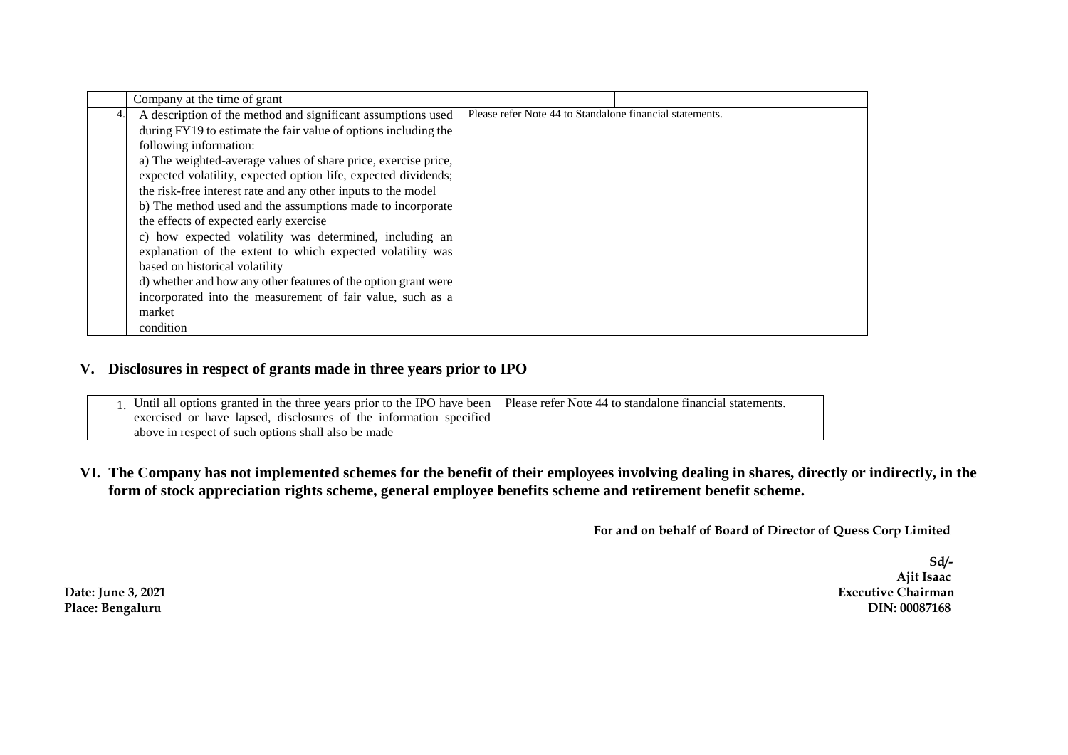| | | | | | |
|---|---|---|---|---|---|
| | Company at the time of grant | | | | |
| 4. | A description of the method and significant assumptions used during FY19 to estimate the fair value of options including the following information:<br>a) The weighted-average values of share price, exercise price, expected volatility, expected option life, expected dividends; the risk-free interest rate and any other inputs to the model<br>b) The method used and the assumptions made to incorporate the effects of expected early exercise<br>c) how expected volatility was determined, including an explanation of the extent to which expected volatility was based on historical volatility<br>d) whether and how any other features of the option grant were incorporated into the measurement of fair value, such as a market condition | Please refer Note 44 to Standalone financial statements. | | | |

## V. Disclosures in respect of grants made in three years prior to IPO

| | | |
|---|---|---|
| 1. | Until all options granted in the three years prior to the IPO have been exercised or have lapsed, disclosures of the information specified above in respect of such options shall also be made | Please refer Note 44 to standalone financial statements. |

## VI. The Company has not implemented schemes for the benefit of their employees involving dealing in shares, directly or indirectly, in the form of stock appreciation rights scheme, general employee benefits scheme and retirement benefit scheme.

**For and on behalf of Board of Director of Quess Corp Limited**

**Sd/-**
**Ajit Isaac**
**Executive Chairman**
**DIN: 00087168**

**Date: June 3, 2021**
**Place: Bengaluru**